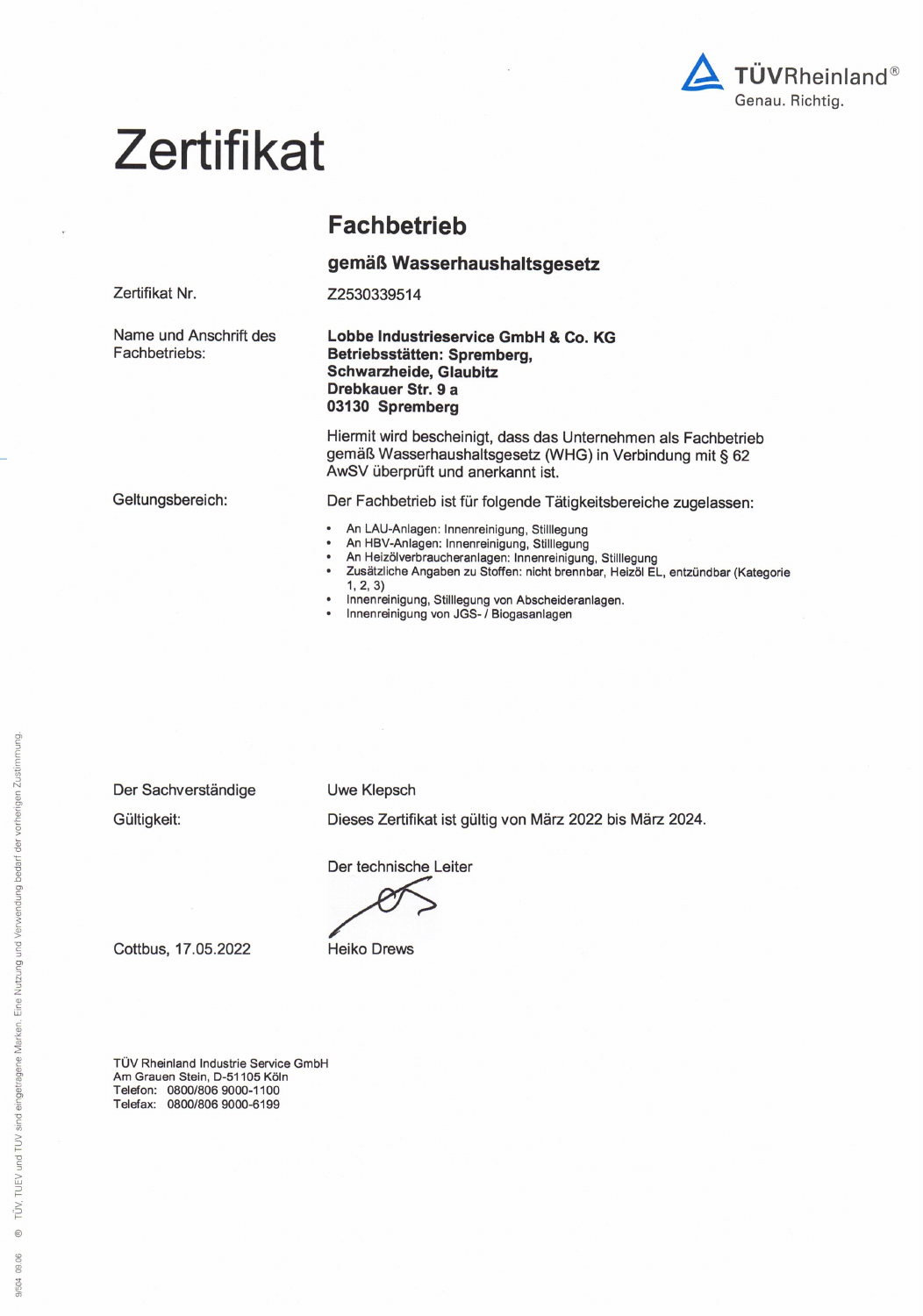TÜVRheinland®
Genau. Richtig.

# Zertifikat

## Fachbetrieb

### gemäß Wasserhaushaltsgesetz

Zertifikat Nr. Z2530339514

Name und Anschrift des Fachbetriebs:

**Lobbe Industrieservice GmbH & Co. KG**
**Betriebsstätten: Spremberg, Schwarzheide, Glaubitz**
**Drebkauer Str. 9 a**
**03130 Spremberg**

Hiermit wird bescheinigt, dass das Unternehmen als Fachbetrieb gemäß Wasserhaushaltsgesetz (WHG) in Verbindung mit § 62 AwSV überprüft und anerkannt ist.

Geltungsbereich: Der Fachbetrieb ist für folgende Tätigkeitsbereiche zugelassen:

- An LAU-Anlagen: Innenreinigung, Stilllegung
- An HBV-Anlagen: Innenreinigung, Stilllegung
- An Heizölverbraucheranlagen: Innenreinigung, Stilllegung
- Zusätzliche Angaben zu Stoffen: nicht brennbar, Heizöl EL, entzündbar (Kategorie 1, 2, 3)
- Innenreinigung, Stilllegung von Abscheideranlagen.
- Innenreinigung von JGS- / Biogasanlagen

Der Sachverständige: Uwe Klepsch

Gültigkeit: Dieses Zertifikat ist gültig von März 2022 bis März 2024.

Der technische Leiter

Cottbus, 17.05.2022

Heiko Drews

TÜV Rheinland Industrie Service GmbH
Am Grauen Stein, D-51105 Köln
Telefon: 0800/806 9000-1100
Telefax: 0800/806 9000-6199

9/504 09.06 ® TÜV, TUEV und TUV sind eingetragene Marken. Eine Nutzung und Verwendung bedarf der vorherigen Zustimmung.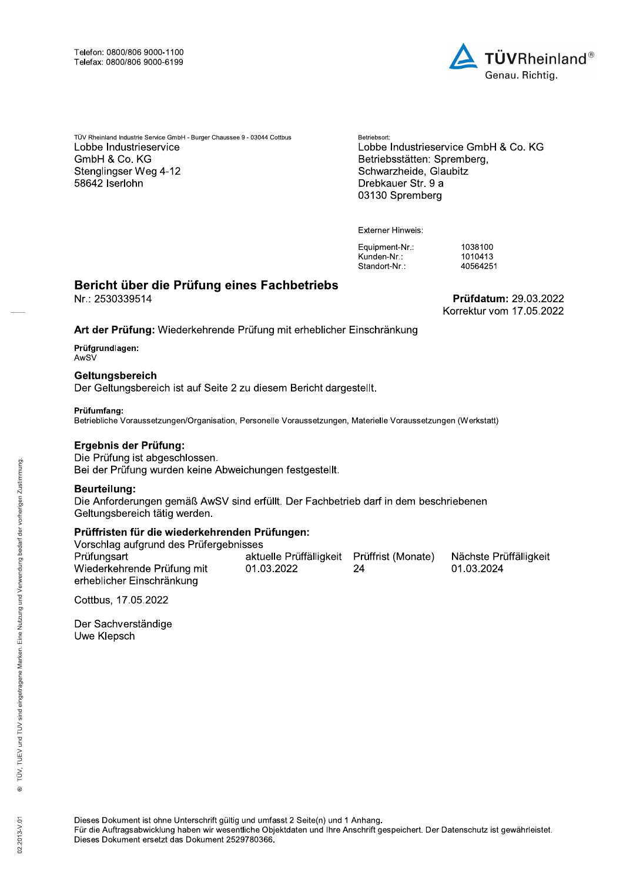Telefon: 0800/806 9000-1100
Telefax: 0800/806 9000-6199

TÜVRheinland®
Genau. Richtig.

TÜV Rheinland Industrie Service GmbH - Burger Chaussee 9 - 03044 Cottbus

Lobbe Industrieservice
GmbH & Co. KG
Stenglingser Weg 4-12
58642 Iserlohn

Betriebsort:
Lobbe Industrieservice GmbH & Co. KG
Betriebsstätten: Spremberg,
Schwarzheide, Glaubitz
Drebkauer Str. 9 a
03130 Spremberg

Externer Hinweis:

| | |
|---|---|
| Equipment-Nr.: | 1038100 |
| Kunden-Nr.: | 1010413 |
| Standort-Nr.: | 40564251 |

## Bericht über die Prüfung eines Fachbetriebs

Nr.: 2530339514

**Prüfdatum:** 29.03.2022
Korrektur vom 17.05.2022

**Art der Prüfung:** Wiederkehrende Prüfung mit erheblicher Einschränkung

**Prüfgrundlagen:**
AwSV

### Geltungsbereich

Der Geltungsbereich ist auf Seite 2 zu diesem Bericht dargestellt.

**Prüfumfang:**
Betriebliche Voraussetzungen/Organisation, Personelle Voraussetzungen, Materielle Voraussetzungen (Werkstatt)

### Ergebnis der Prüfung:

Die Prüfung ist abgeschlossen.
Bei der Prüfung wurden keine Abweichungen festgestellt.

### Beurteilung:

Die Anforderungen gemäß AwSV sind erfüllt. Der Fachbetrieb darf in dem beschriebenen Geltungsbereich tätig werden.

### Prüffristen für die wiederkehrenden Prüfungen:

Vorschlag aufgrund des Prüfergebnisses

| Prüfungsart | aktuelle Prüffälligkeit | Prüffrist (Monate) | Nächste Prüffälligkeit |
|---|---|---|---|
| Wiederkehrende Prüfung mit erheblicher Einschränkung | 01.03.2022 | 24 | 01.03.2024 |

Cottbus, 17.05.2022

Der Sachverständige
Uwe Klepsch

Dieses Dokument ist ohne Unterschrift gültig und umfasst 2 Seite(n) und 1 Anhang.
Für die Auftragsabwicklung haben wir wesentliche Objektdaten und Ihre Anschrift gespeichert. Der Datenschutz ist gewährleistet.
Dieses Dokument ersetzt das Dokument 2529780366.

® TÜV, TUEV und TUV sind eingetragene Marken. Eine Nutzung und Verwendung bedarf der vorherigen Zustimmung.

02.2013-V.01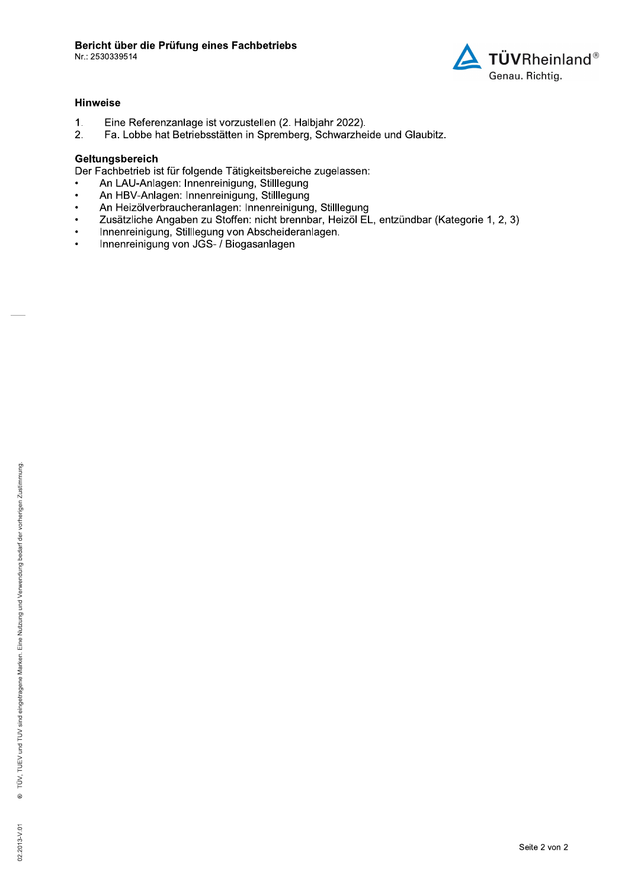## Hinweise

1. Eine Referenzanlage ist vorzustellen (2. Halbjahr 2022).
2. Fa. Lobbe hat Betriebsstätten in Spremberg, Schwarzheide und Glaubitz.

## Geltungsbereich

Der Fachbetrieb ist für folgende Tätigkeitsbereiche zugelassen:

- An LAU-Anlagen: Innenreinigung, Stilllegung
- An HBV-Anlagen: Innenreinigung, Stilllegung
- An Heizölverbraucheranlagen: Innenreinigung, Stilllegung
- Zusätzliche Angaben zu Stoffen: nicht brennbar, Heizöl EL, entzündbar (Kategorie 1, 2, 3)
- Innenreinigung, Stilllegung von Abscheideranlagen.
- Innenreinigung von JGS- / Biogasanlagen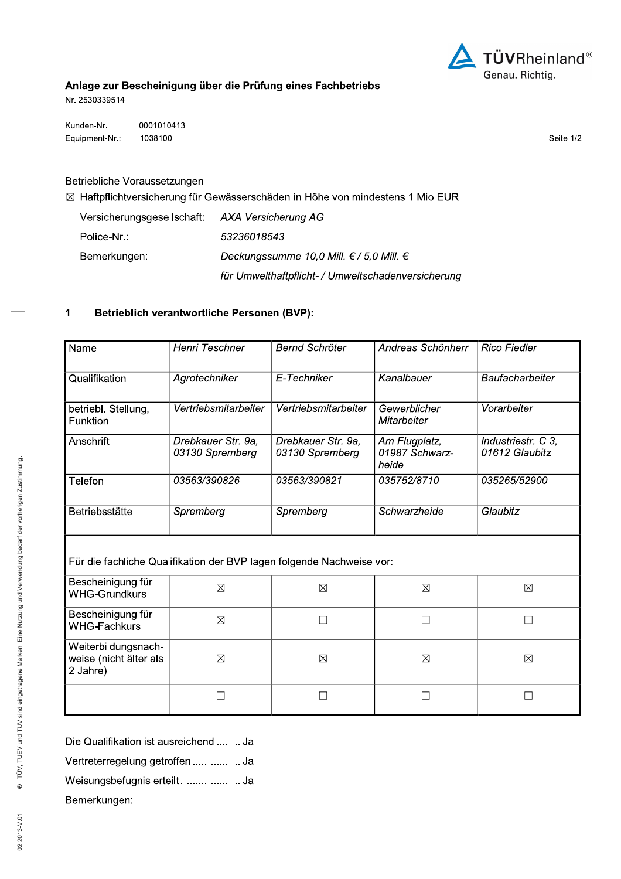**Anlage zur Bescheinigung über die Prüfung eines Fachbetriebs**
Nr. 2530339514

Kunden-Nr. 0001010413
Equipment-Nr.: 1038100

Betriebliche Voraussetzungen

☒ Haftpflichtversicherung für Gewässerschäden in Höhe von mindestens 1 Mio EUR

Versicherungsgesellschaft: *AXA Versicherung AG*

Police-Nr.: *53236018543*

Bemerkungen: *Deckungssumme 10,0 Mill. € / 5,0 Mill. €*
*für Umwelthaftpflicht- / Umweltschadenversicherung*

## 1 Betrieblich verantwortliche Personen (BVP):

| Name | *Henri Teschner* | *Bernd Schröter* | *Andreas Schönherr* | *Rico Fiedler* |
|---|---|---|---|---|
| Qualifikation | *Agrotechniker* | *E-Techniker* | *Kanalbauer* | *Baufacharbeiter* |
| betriebl. Stellung, Funktion | *Vertriebsmitarbeiter* | *Vertriebsmitarbeiter* | *Gewerblicher Mitarbeiter* | *Vorarbeiter* |
| Anschrift | *Drebkauer Str. 9a, 03130 Spremberg* | *Drebkauer Str. 9a, 03130 Spremberg* | *Am Flugplatz, 01987 Schwarzheide* | *Industriestr. C 3, 01612 Glaubitz* |
| Telefon | *03563/390826* | *03563/390821* | *035752/8710* | *035265/52900* |
| Betriebsstätte | *Spremberg* | *Spremberg* | *Schwarzheide* | *Glaubitz* |
| Für die fachliche Qualifikation der BVP lagen folgende Nachweise vor: | | | | |
| Bescheinigung für WHG-Grundkurs | ☒ | ☒ | ☒ | ☒ |
| Bescheinigung für WHG-Fachkurs | ☒ | ☐ | ☐ | ☐ |
| Weiterbildungsnachweise (nicht älter als 2 Jahre) | ☒ | ☒ | ☒ | ☒ |
| | ☐ | ☐ | ☐ | ☐ |

Die Qualifikation ist ausreichend ........ Ja

Vertreterregelung getroffen ................ Ja

Weisungsbefugnis erteilt.................... Ja

Bemerkungen: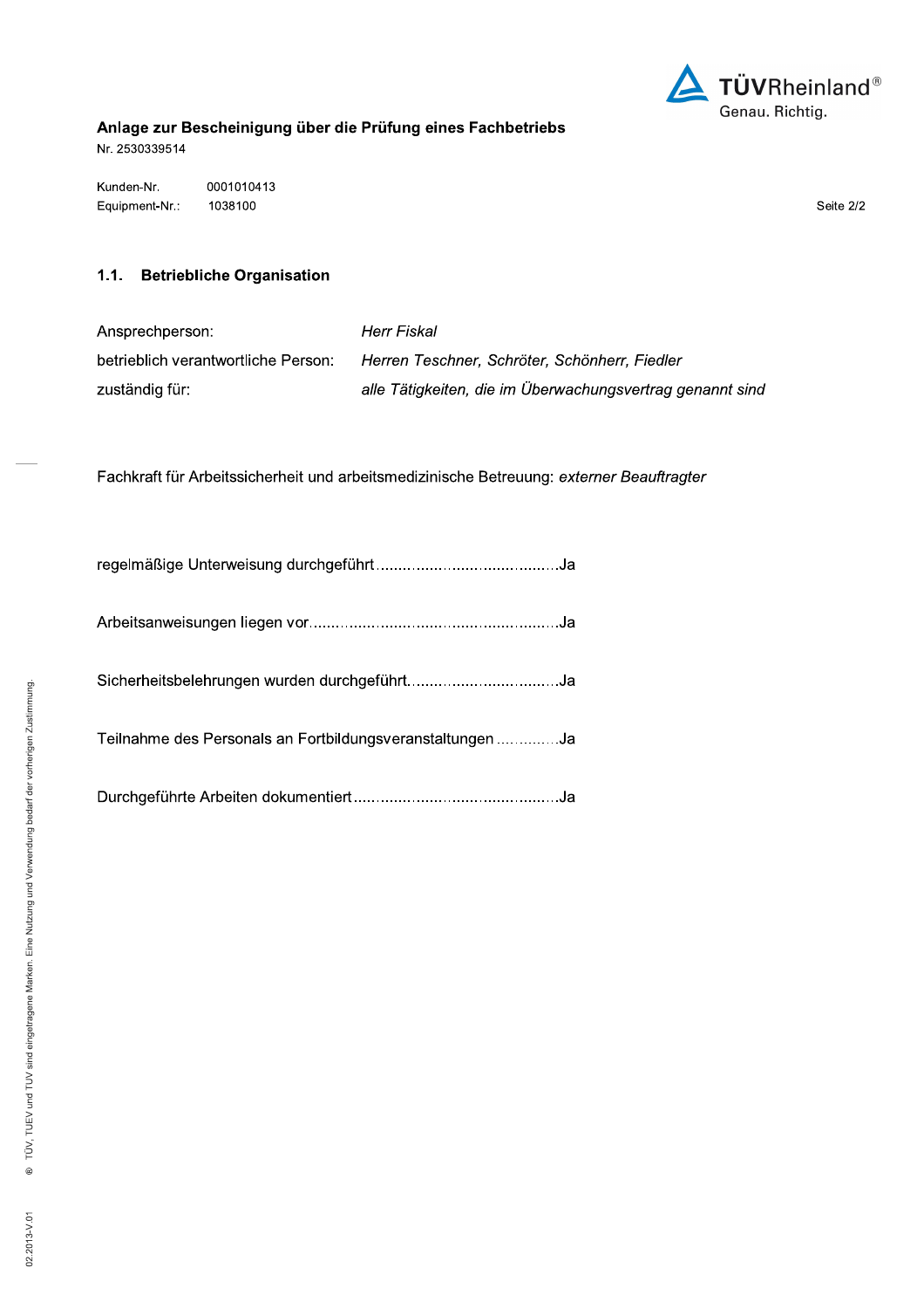**Anlage zur Bescheinigung über die Prüfung eines Fachbetriebs**
Nr. 2530339514

Kunden-Nr. 0001010413
Equipment-Nr.: 1038100

## 1.1. Betriebliche Organisation

| | |
|---|---|
| Ansprechperson: | *Herr Fiskal* |
| betrieblich verantwortliche Person: | *Herren Teschner, Schröter, Schönherr, Fiedler* |
| zuständig für: | *alle Tätigkeiten, die im Überwachungsvertrag genannt sind* |

Fachkraft für Arbeitssicherheit und arbeitsmedizinische Betreuung: *externer Beauftragter*

regelmäßige Unterweisung durchgeführt ........................................ Ja

Arbeitsanweisungen liegen vor ........................................................ Ja

Sicherheitsbelehrungen wurden durchgeführt .................................. Ja

Teilnahme des Personals an Fortbildungsveranstaltungen .............. Ja

Durchgeführte Arbeiten dokumentiert ............................................. Ja

® TÜV, TUEV und TUV sind eingetragene Marken. Eine Nutzung und Verwendung bedarf der vorherigen Zustimmung.

02.2013-V.01